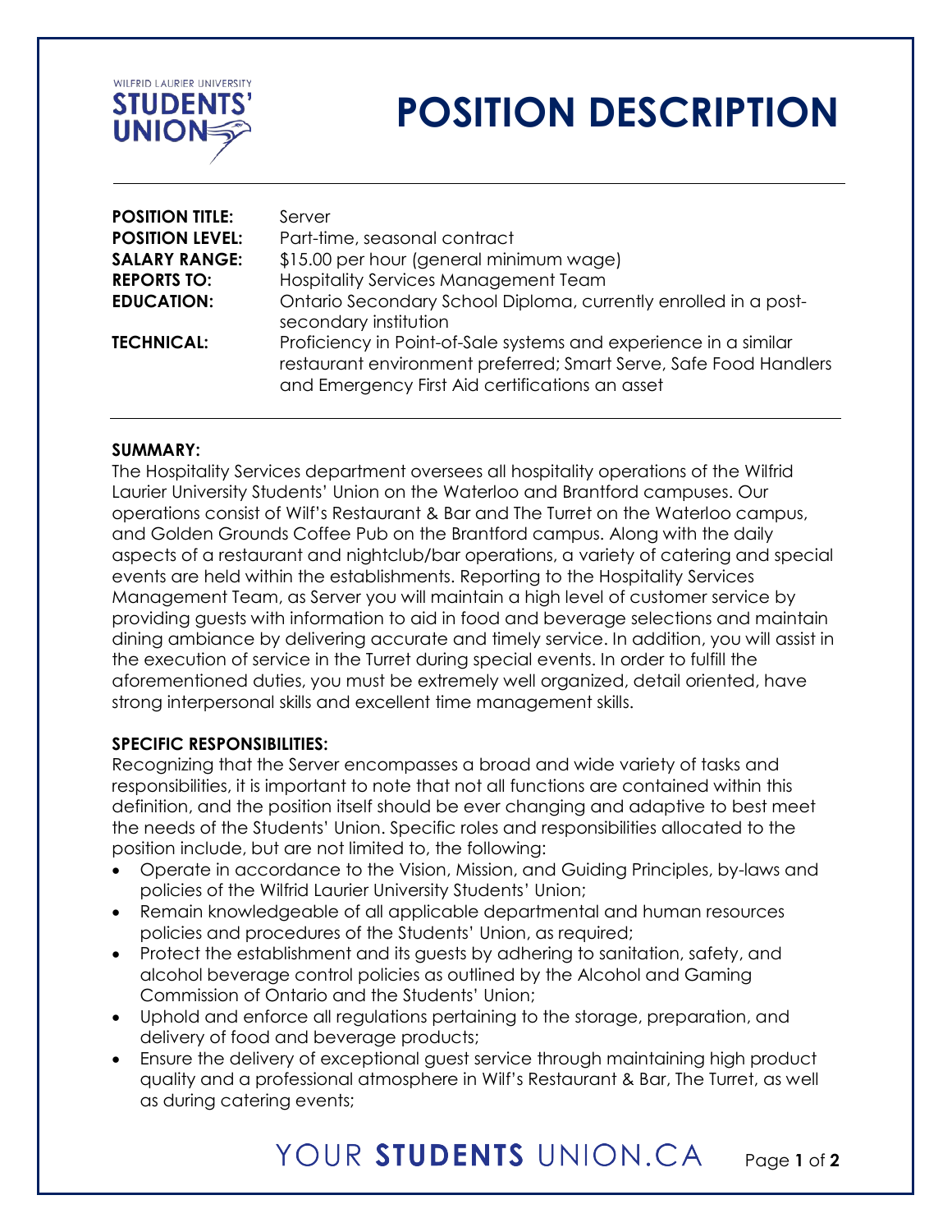# POSITION DESCRIPTION

**POSITION TITLE:** Server
**POSITION LEVEL:** Part-time, seasonal contract
**SALARY RANGE:** $15.00 per hour (general minimum wage)
**REPORTS TO:** Hospitality Services Management Team
**EDUCATION:** Ontario Secondary School Diploma, currently enrolled in a post-secondary institution
**TECHNICAL:** Proficiency in Point-of-Sale systems and experience in a similar restaurant environment preferred; Smart Serve, Safe Food Handlers and Emergency First Aid certifications an asset

**SUMMARY:**
The Hospitality Services department oversees all hospitality operations of the Wilfrid Laurier University Students' Union on the Waterloo and Brantford campuses. Our operations consist of Wilf's Restaurant & Bar and The Turret on the Waterloo campus, and Golden Grounds Coffee Pub on the Brantford campus. Along with the daily aspects of a restaurant and nightclub/bar operations, a variety of catering and special events are held within the establishments. Reporting to the Hospitality Services Management Team, as Server you will maintain a high level of customer service by providing guests with information to aid in food and beverage selections and maintain dining ambiance by delivering accurate and timely service. In addition, you will assist in the execution of service in the Turret during special events. In order to fulfill the aforementioned duties, you must be extremely well organized, detail oriented, have strong interpersonal skills and excellent time management skills.

**SPECIFIC RESPONSIBILITIES:**
Recognizing that the Server encompasses a broad and wide variety of tasks and responsibilities, it is important to note that not all functions are contained within this definition, and the position itself should be ever changing and adaptive to best meet the needs of the Students' Union. Specific roles and responsibilities allocated to the position include, but are not limited to, the following:

- Operate in accordance to the Vision, Mission, and Guiding Principles, by-laws and policies of the Wilfrid Laurier University Students' Union;
- Remain knowledgeable of all applicable departmental and human resources policies and procedures of the Students' Union, as required;
- Protect the establishment and its guests by adhering to sanitation, safety, and alcohol beverage control policies as outlined by the Alcohol and Gaming Commission of Ontario and the Students' Union;
- Uphold and enforce all regulations pertaining to the storage, preparation, and delivery of food and beverage products;
- Ensure the delivery of exceptional guest service through maintaining high product quality and a professional atmosphere in Wilf's Restaurant & Bar, The Turret, as well as during catering events;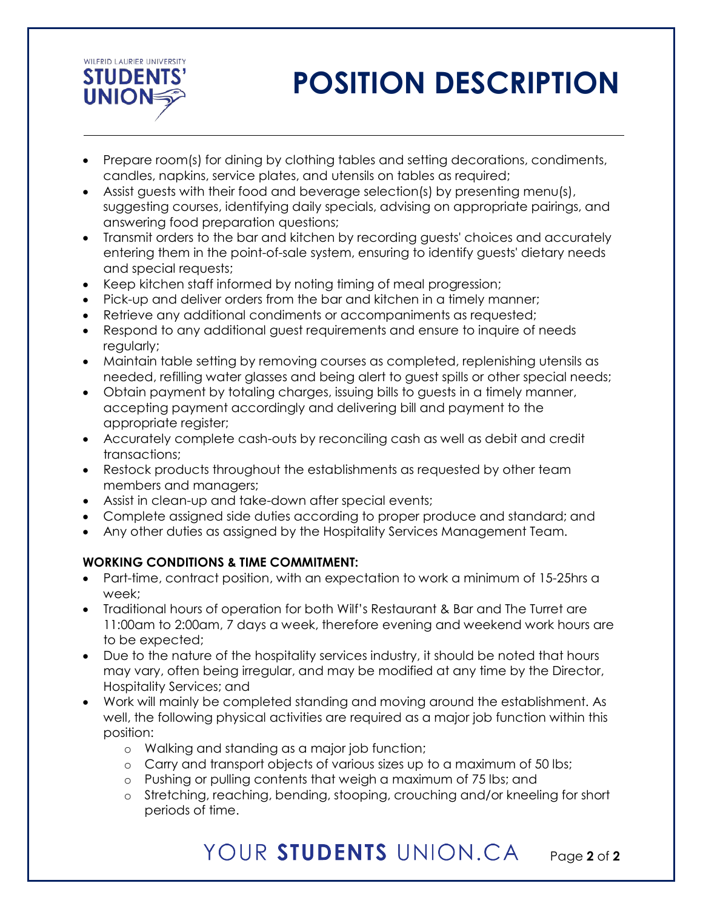- Prepare room(s) for dining by clothing tables and setting decorations, condiments, candles, napkins, service plates, and utensils on tables as required;
- Assist guests with their food and beverage selection(s) by presenting menu(s), suggesting courses, identifying daily specials, advising on appropriate pairings, and answering food preparation questions;
- Transmit orders to the bar and kitchen by recording guests' choices and accurately entering them in the point-of-sale system, ensuring to identify guests' dietary needs and special requests;
- Keep kitchen staff informed by noting timing of meal progression;
- Pick-up and deliver orders from the bar and kitchen in a timely manner;
- Retrieve any additional condiments or accompaniments as requested;
- Respond to any additional guest requirements and ensure to inquire of needs regularly;
- Maintain table setting by removing courses as completed, replenishing utensils as needed, refilling water glasses and being alert to guest spills or other special needs;
- Obtain payment by totaling charges, issuing bills to guests in a timely manner, accepting payment accordingly and delivering bill and payment to the appropriate register;
- Accurately complete cash-outs by reconciling cash as well as debit and credit transactions;
- Restock products throughout the establishments as requested by other team members and managers;
- Assist in clean-up and take-down after special events;
- Complete assigned side duties according to proper produce and standard; and
- Any other duties as assigned by the Hospitality Services Management Team.

**WORKING CONDITIONS & TIME COMMITMENT:**

- Part-time, contract position, with an expectation to work a minimum of 15-25hrs a week;
- Traditional hours of operation for both Wilf's Restaurant & Bar and The Turret are 11:00am to 2:00am, 7 days a week, therefore evening and weekend work hours are to be expected;
- Due to the nature of the hospitality services industry, it should be noted that hours may vary, often being irregular, and may be modified at any time by the Director, Hospitality Services; and
- Work will mainly be completed standing and moving around the establishment. As well, the following physical activities are required as a major job function within this position:
  - Walking and standing as a major job function;
  - Carry and transport objects of various sizes up to a maximum of 50 lbs;
  - Pushing or pulling contents that weigh a maximum of 75 lbs; and
  - Stretching, reaching, bending, stooping, crouching and/or kneeling for short periods of time.